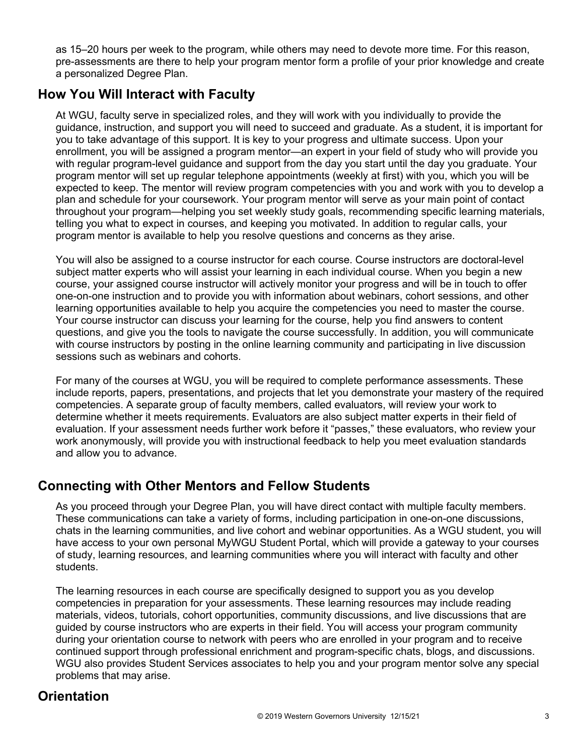as 15–20 hours per week to the program, while others may need to devote more time. For this reason, pre-assessments are there to help your program mentor form a profile of your prior knowledge and create a personalized Degree Plan.

## How You Will Interact with Faculty

At WGU, faculty serve in specialized roles, and they will work with you individually to provide the guidance, instruction, and support you will need to succeed and graduate. As a student, it is important for you to take advantage of this support. It is key to your progress and ultimate success. Upon your enrollment, you will be assigned a program mentor—an expert in your field of study who will provide you with regular program-level guidance and support from the day you start until the day you graduate. Your program mentor will set up regular telephone appointments (weekly at first) with you, which you will be expected to keep. The mentor will review program competencies with you and work with you to develop a plan and schedule for your coursework. Your program mentor will serve as your main point of contact throughout your program—helping you set weekly study goals, recommending specific learning materials, telling you what to expect in courses, and keeping you motivated. In addition to regular calls, your program mentor is available to help you resolve questions and concerns as they arise.

You will also be assigned to a course instructor for each course. Course instructors are doctoral-level subject matter experts who will assist your learning in each individual course. When you begin a new course, your assigned course instructor will actively monitor your progress and will be in touch to offer one-on-one instruction and to provide you with information about webinars, cohort sessions, and other learning opportunities available to help you acquire the competencies you need to master the course. Your course instructor can discuss your learning for the course, help you find answers to content questions, and give you the tools to navigate the course successfully. In addition, you will communicate with course instructors by posting in the online learning community and participating in live discussion sessions such as webinars and cohorts.

For many of the courses at WGU, you will be required to complete performance assessments. These include reports, papers, presentations, and projects that let you demonstrate your mastery of the required competencies. A separate group of faculty members, called evaluators, will review your work to determine whether it meets requirements. Evaluators are also subject matter experts in their field of evaluation. If your assessment needs further work before it "passes," these evaluators, who review your work anonymously, will provide you with instructional feedback to help you meet evaluation standards and allow you to advance.

## Connecting with Other Mentors and Fellow Students

As you proceed through your Degree Plan, you will have direct contact with multiple faculty members. These communications can take a variety of forms, including participation in one-on-one discussions, chats in the learning communities, and live cohort and webinar opportunities. As a WGU student, you will have access to your own personal MyWGU Student Portal, which will provide a gateway to your courses of study, learning resources, and learning communities where you will interact with faculty and other students.

The learning resources in each course are specifically designed to support you as you develop competencies in preparation for your assessments. These learning resources may include reading materials, videos, tutorials, cohort opportunities, community discussions, and live discussions that are guided by course instructors who are experts in their field. You will access your program community during your orientation course to network with peers who are enrolled in your program and to receive continued support through professional enrichment and program-specific chats, blogs, and discussions. WGU also provides Student Services associates to help you and your program mentor solve any special problems that may arise.

## Orientation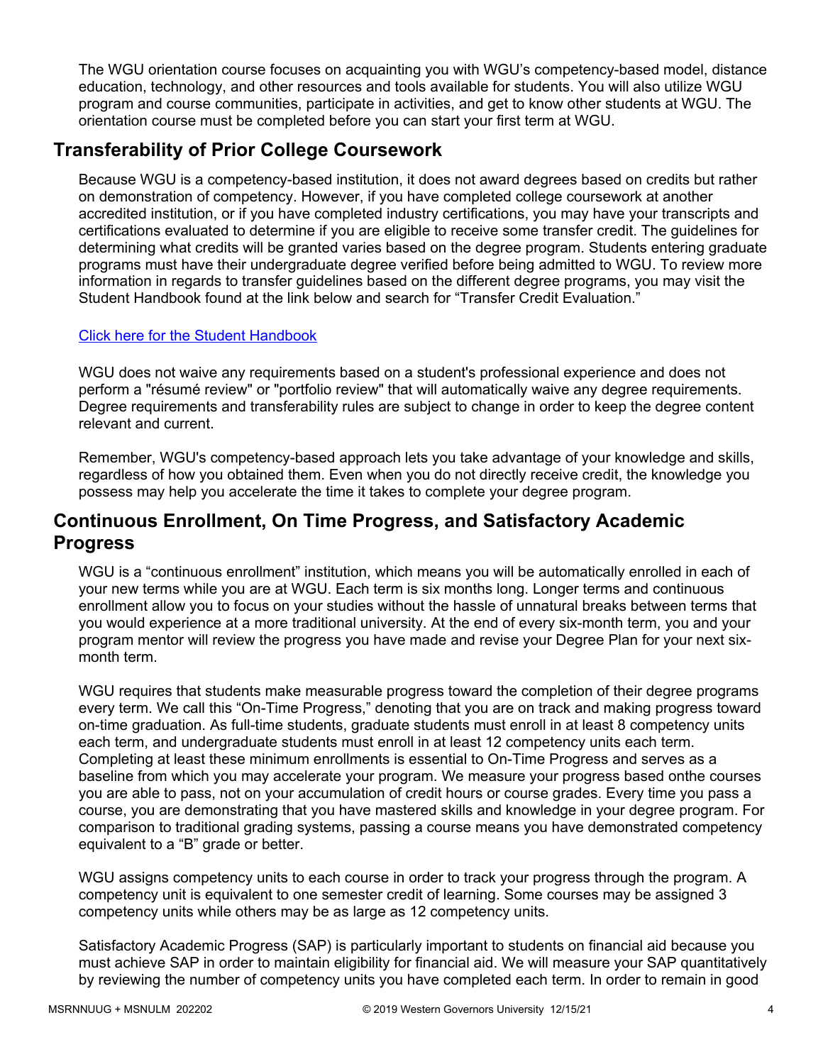The WGU orientation course focuses on acquainting you with WGU's competency-based model, distance education, technology, and other resources and tools available for students. You will also utilize WGU program and course communities, participate in activities, and get to know other students at WGU. The orientation course must be completed before you can start your first term at WGU.

## Transferability of Prior College Coursework

Because WGU is a competency-based institution, it does not award degrees based on credits but rather on demonstration of competency. However, if you have completed college coursework at another accredited institution, or if you have completed industry certifications, you may have your transcripts and certifications evaluated to determine if you are eligible to receive some transfer credit. The guidelines for determining what credits will be granted varies based on the degree program. Students entering graduate programs must have their undergraduate degree verified before being admitted to WGU. To review more information in regards to transfer guidelines based on the different degree programs, you may visit the Student Handbook found at the link below and search for "Transfer Credit Evaluation."

Click here for the Student Handbook

WGU does not waive any requirements based on a student's professional experience and does not perform a "résumé review" or "portfolio review" that will automatically waive any degree requirements. Degree requirements and transferability rules are subject to change in order to keep the degree content relevant and current.

Remember, WGU's competency-based approach lets you take advantage of your knowledge and skills, regardless of how you obtained them. Even when you do not directly receive credit, the knowledge you possess may help you accelerate the time it takes to complete your degree program.

## Continuous Enrollment, On Time Progress, and Satisfactory Academic Progress

WGU is a "continuous enrollment" institution, which means you will be automatically enrolled in each of your new terms while you are at WGU. Each term is six months long. Longer terms and continuous enrollment allow you to focus on your studies without the hassle of unnatural breaks between terms that you would experience at a more traditional university. At the end of every six-month term, you and your program mentor will review the progress you have made and revise your Degree Plan for your next six-month term.

WGU requires that students make measurable progress toward the completion of their degree programs every term. We call this "On-Time Progress," denoting that you are on track and making progress toward on-time graduation. As full-time students, graduate students must enroll in at least 8 competency units each term, and undergraduate students must enroll in at least 12 competency units each term. Completing at least these minimum enrollments is essential to On-Time Progress and serves as a baseline from which you may accelerate your program. We measure your progress based onthe courses you are able to pass, not on your accumulation of credit hours or course grades. Every time you pass a course, you are demonstrating that you have mastered skills and knowledge in your degree program. For comparison to traditional grading systems, passing a course means you have demonstrated competency equivalent to a "B" grade or better.

WGU assigns competency units to each course in order to track your progress through the program. A competency unit is equivalent to one semester credit of learning. Some courses may be assigned 3 competency units while others may be as large as 12 competency units.

Satisfactory Academic Progress (SAP) is particularly important to students on financial aid because you must achieve SAP in order to maintain eligibility for financial aid. We will measure your SAP quantitatively by reviewing the number of competency units you have completed each term. In order to remain in good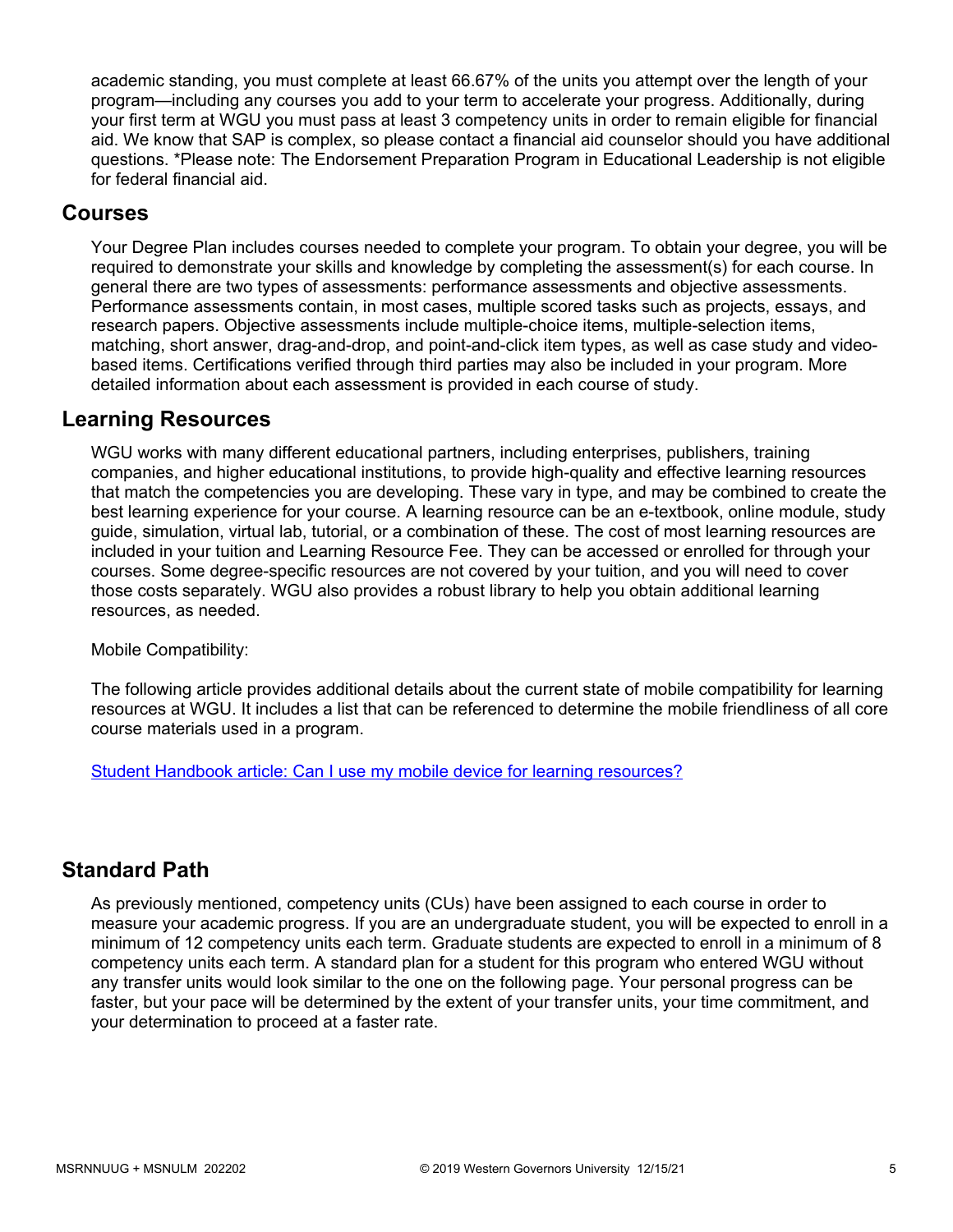academic standing, you must complete at least 66.67% of the units you attempt over the length of your program—including any courses you add to your term to accelerate your progress. Additionally, during your first term at WGU you must pass at least 3 competency units in order to remain eligible for financial aid. We know that SAP is complex, so please contact a financial aid counselor should you have additional questions. *Please note: The Endorsement Preparation Program in Educational Leadership is not eligible for federal financial aid.

## Courses

Your Degree Plan includes courses needed to complete your program. To obtain your degree, you will be required to demonstrate your skills and knowledge by completing the assessment(s) for each course. In general there are two types of assessments: performance assessments and objective assessments. Performance assessments contain, in most cases, multiple scored tasks such as projects, essays, and research papers. Objective assessments include multiple-choice items, multiple-selection items, matching, short answer, drag-and-drop, and point-and-click item types, as well as case study and video-based items. Certifications verified through third parties may also be included in your program. More detailed information about each assessment is provided in each course of study.

## Learning Resources

WGU works with many different educational partners, including enterprises, publishers, training companies, and higher educational institutions, to provide high-quality and effective learning resources that match the competencies you are developing. These vary in type, and may be combined to create the best learning experience for your course. A learning resource can be an e-textbook, online module, study guide, simulation, virtual lab, tutorial, or a combination of these. The cost of most learning resources are included in your tuition and Learning Resource Fee. They can be accessed or enrolled for through your courses. Some degree-specific resources are not covered by your tuition, and you will need to cover those costs separately. WGU also provides a robust library to help you obtain additional learning resources, as needed.

Mobile Compatibility:

The following article provides additional details about the current state of mobile compatibility for learning resources at WGU. It includes a list that can be referenced to determine the mobile friendliness of all core course materials used in a program.

[Student Handbook article: Can I use my mobile device for learning resources?]

## Standard Path

As previously mentioned, competency units (CUs) have been assigned to each course in order to measure your academic progress. If you are an undergraduate student, you will be expected to enroll in a minimum of 12 competency units each term. Graduate students are expected to enroll in a minimum of 8 competency units each term. A standard plan for a student for this program who entered WGU without any transfer units would look similar to the one on the following page. Your personal progress can be faster, but your pace will be determined by the extent of your transfer units, your time commitment, and your determination to proceed at a faster rate.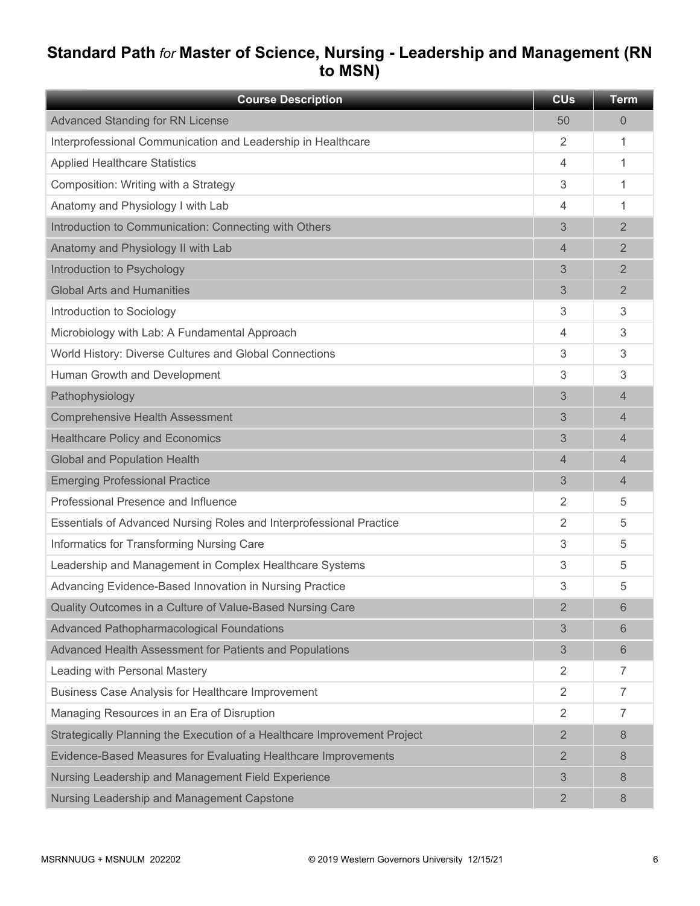# Standard Path *for* Master of Science, Nursing - Leadership and Management (RN to MSN)

| Course Description | CUs | Term |
|---|---|---|
| Advanced Standing for RN License | 50 | 0 |
| Interprofessional Communication and Leadership in Healthcare | 2 | 1 |
| Applied Healthcare Statistics | 4 | 1 |
| Composition: Writing with a Strategy | 3 | 1 |
| Anatomy and Physiology I with Lab | 4 | 1 |
| Introduction to Communication: Connecting with Others | 3 | 2 |
| Anatomy and Physiology II with Lab | 4 | 2 |
| Introduction to Psychology | 3 | 2 |
| Global Arts and Humanities | 3 | 2 |
| Introduction to Sociology | 3 | 3 |
| Microbiology with Lab: A Fundamental Approach | 4 | 3 |
| World History: Diverse Cultures and Global Connections | 3 | 3 |
| Human Growth and Development | 3 | 3 |
| Pathophysiology | 3 | 4 |
| Comprehensive Health Assessment | 3 | 4 |
| Healthcare Policy and Economics | 3 | 4 |
| Global and Population Health | 4 | 4 |
| Emerging Professional Practice | 3 | 4 |
| Professional Presence and Influence | 2 | 5 |
| Essentials of Advanced Nursing Roles and Interprofessional Practice | 2 | 5 |
| Informatics for Transforming Nursing Care | 3 | 5 |
| Leadership and Management in Complex Healthcare Systems | 3 | 5 |
| Advancing Evidence-Based Innovation in Nursing Practice | 3 | 5 |
| Quality Outcomes in a Culture of Value-Based Nursing Care | 2 | 6 |
| Advanced Pathopharmacological Foundations | 3 | 6 |
| Advanced Health Assessment for Patients and Populations | 3 | 6 |
| Leading with Personal Mastery | 2 | 7 |
| Business Case Analysis for Healthcare Improvement | 2 | 7 |
| Managing Resources in an Era of Disruption | 2 | 7 |
| Strategically Planning the Execution of a Healthcare Improvement Project | 2 | 8 |
| Evidence-Based Measures for Evaluating Healthcare Improvements | 2 | 8 |
| Nursing Leadership and Management Field Experience | 3 | 8 |
| Nursing Leadership and Management Capstone | 2 | 8 |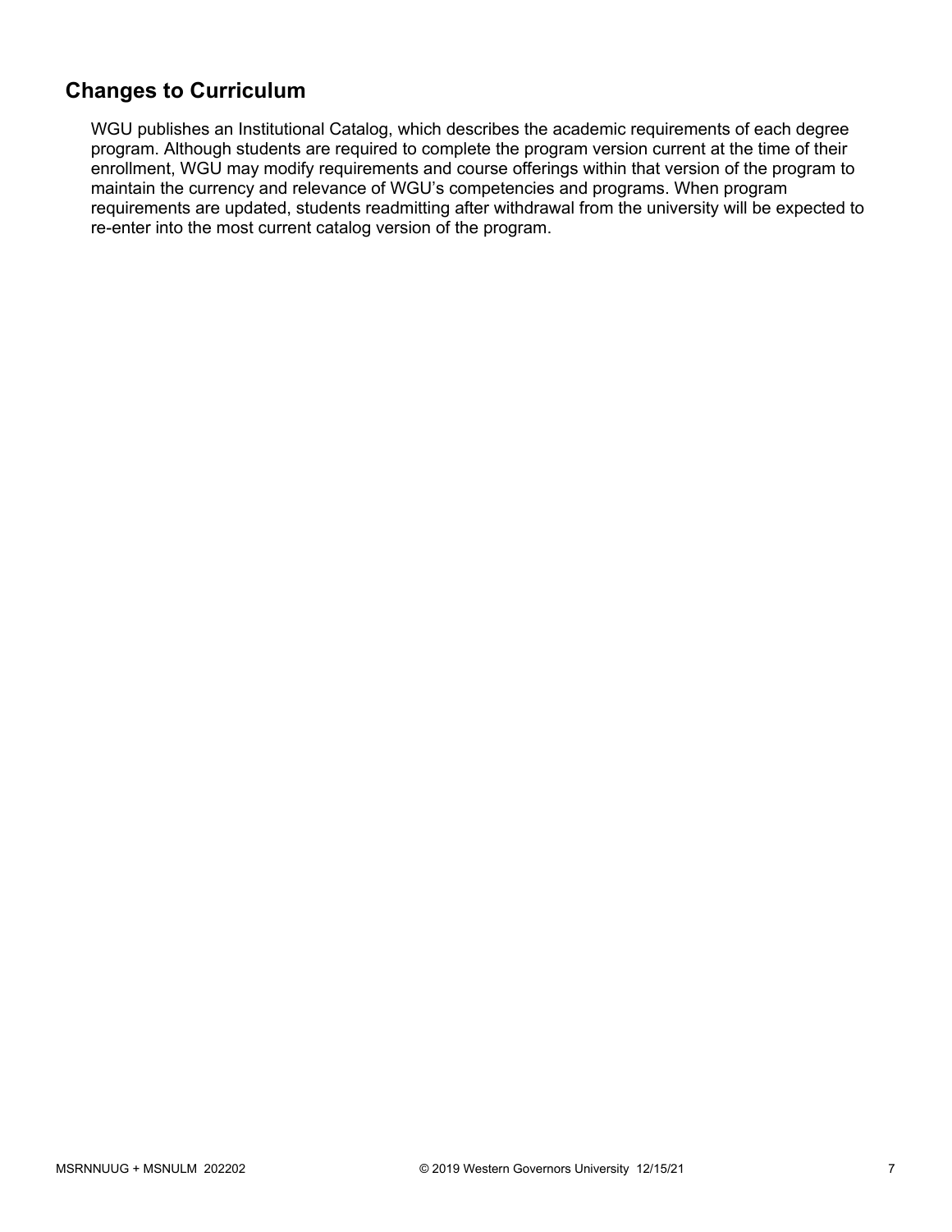## Changes to Curriculum

WGU publishes an Institutional Catalog, which describes the academic requirements of each degree program. Although students are required to complete the program version current at the time of their enrollment, WGU may modify requirements and course offerings within that version of the program to maintain the currency and relevance of WGU's competencies and programs. When program requirements are updated, students readmitting after withdrawal from the university will be expected to re-enter into the most current catalog version of the program.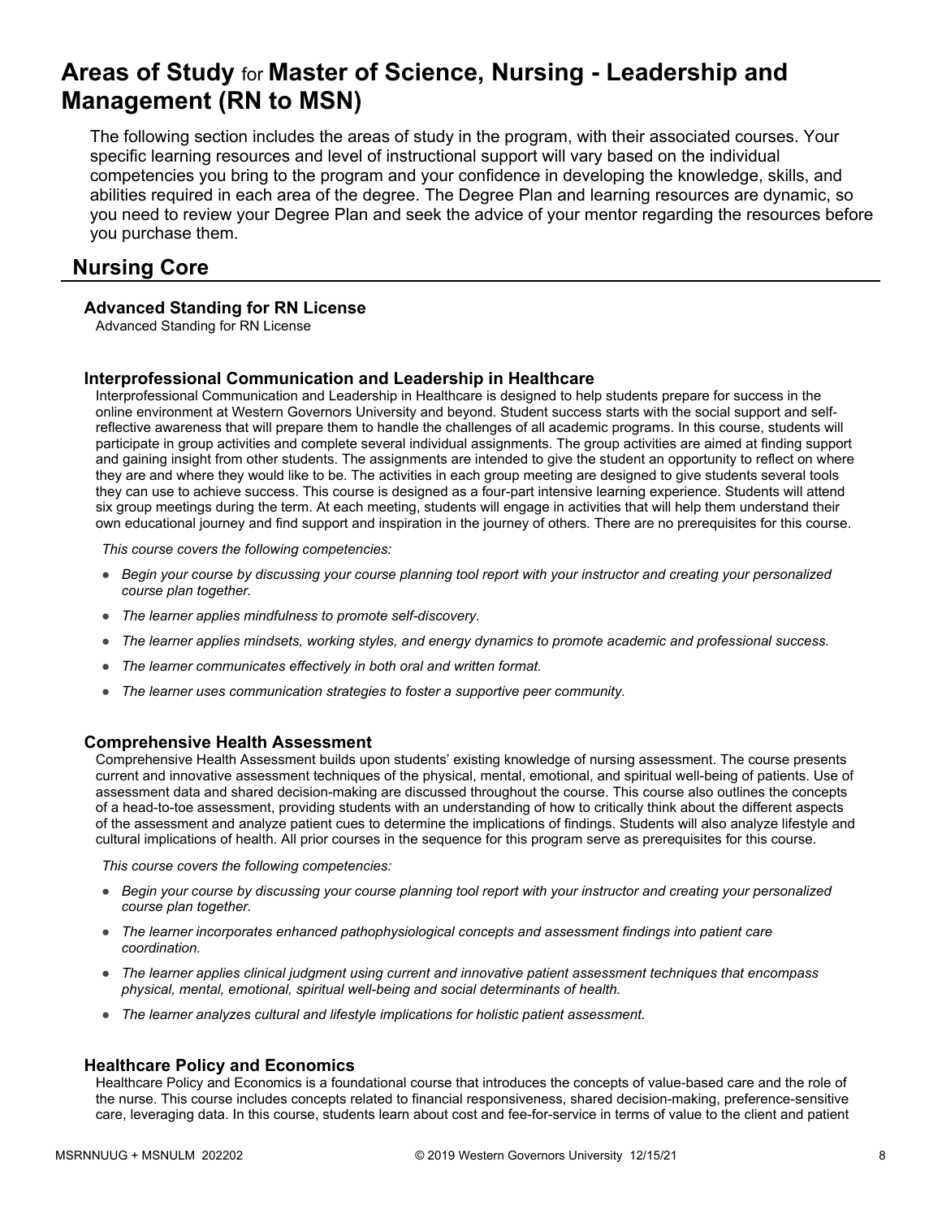# Areas of Study for Master of Science, Nursing - Leadership and Management (RN to MSN)

The following section includes the areas of study in the program, with their associated courses. Your specific learning resources and level of instructional support will vary based on the individual competencies you bring to the program and your confidence in developing the knowledge, skills, and abilities required in each area of the degree. The Degree Plan and learning resources are dynamic, so you need to review your Degree Plan and seek the advice of your mentor regarding the resources before you purchase them.

## Nursing Core

### Advanced Standing for RN License

Advanced Standing for RN License

### Interprofessional Communication and Leadership in Healthcare

Interprofessional Communication and Leadership in Healthcare is designed to help students prepare for success in the online environment at Western Governors University and beyond. Student success starts with the social support and self-reflective awareness that will prepare them to handle the challenges of all academic programs. In this course, students will participate in group activities and complete several individual assignments. The group activities are aimed at finding support and gaining insight from other students. The assignments are intended to give the student an opportunity to reflect on where they are and where they would like to be. The activities in each group meeting are designed to give students several tools they can use to achieve success. This course is designed as a four-part intensive learning experience. Students will attend six group meetings during the term. At each meeting, students will engage in activities that will help them understand their own educational journey and find support and inspiration in the journey of others. There are no prerequisites for this course.

*This course covers the following competencies:*

- *Begin your course by discussing your course planning tool report with your instructor and creating your personalized course plan together.*
- *The learner applies mindfulness to promote self-discovery.*
- *The learner applies mindsets, working styles, and energy dynamics to promote academic and professional success.*
- *The learner communicates effectively in both oral and written format.*
- *The learner uses communication strategies to foster a supportive peer community.*

### Comprehensive Health Assessment

Comprehensive Health Assessment builds upon students' existing knowledge of nursing assessment. The course presents current and innovative assessment techniques of the physical, mental, emotional, and spiritual well-being of patients. Use of assessment data and shared decision-making are discussed throughout the course. This course also outlines the concepts of a head-to-toe assessment, providing students with an understanding of how to critically think about the different aspects of the assessment and analyze patient cues to determine the implications of findings. Students will also analyze lifestyle and cultural implications of health. All prior courses in the sequence for this program serve as prerequisites for this course.

*This course covers the following competencies:*

- *Begin your course by discussing your course planning tool report with your instructor and creating your personalized course plan together.*
- *The learner incorporates enhanced pathophysiological concepts and assessment findings into patient care coordination.*
- *The learner applies clinical judgment using current and innovative patient assessment techniques that encompass physical, mental, emotional, spiritual well-being and social determinants of health.*
- *The learner analyzes cultural and lifestyle implications for holistic patient assessment.*

### Healthcare Policy and Economics

Healthcare Policy and Economics is a foundational course that introduces the concepts of value-based care and the role of the nurse. This course includes concepts related to financial responsiveness, shared decision-making, preference-sensitive care, leveraging data. In this course, students learn about cost and fee-for-service in terms of value to the client and patient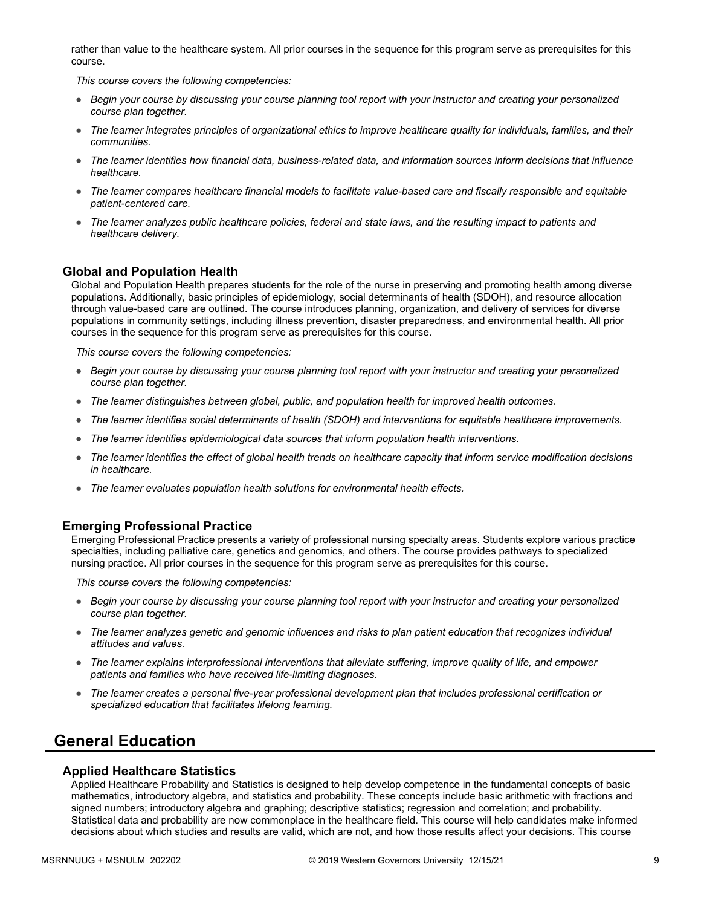rather than value to the healthcare system. All prior courses in the sequence for this program serve as prerequisites for this course.

*This course covers the following competencies:*

- *Begin your course by discussing your course planning tool report with your instructor and creating your personalized course plan together.*
- *The learner integrates principles of organizational ethics to improve healthcare quality for individuals, families, and their communities.*
- *The learner identifies how financial data, business-related data, and information sources inform decisions that influence healthcare.*
- *The learner compares healthcare financial models to facilitate value-based care and fiscally responsible and equitable patient-centered care.*
- *The learner analyzes public healthcare policies, federal and state laws, and the resulting impact to patients and healthcare delivery.*

### Global and Population Health

Global and Population Health prepares students for the role of the nurse in preserving and promoting health among diverse populations. Additionally, basic principles of epidemiology, social determinants of health (SDOH), and resource allocation through value-based care are outlined. The course introduces planning, organization, and delivery of services for diverse populations in community settings, including illness prevention, disaster preparedness, and environmental health. All prior courses in the sequence for this program serve as prerequisites for this course.

*This course covers the following competencies:*

- *Begin your course by discussing your course planning tool report with your instructor and creating your personalized course plan together.*
- *The learner distinguishes between global, public, and population health for improved health outcomes.*
- *The learner identifies social determinants of health (SDOH) and interventions for equitable healthcare improvements.*
- *The learner identifies epidemiological data sources that inform population health interventions.*
- *The learner identifies the effect of global health trends on healthcare capacity that inform service modification decisions in healthcare.*
- *The learner evaluates population health solutions for environmental health effects.*

### Emerging Professional Practice

Emerging Professional Practice presents a variety of professional nursing specialty areas. Students explore various practice specialties, including palliative care, genetics and genomics, and others. The course provides pathways to specialized nursing practice. All prior courses in the sequence for this program serve as prerequisites for this course.

*This course covers the following competencies:*

- *Begin your course by discussing your course planning tool report with your instructor and creating your personalized course plan together.*
- *The learner analyzes genetic and genomic influences and risks to plan patient education that recognizes individual attitudes and values.*
- *The learner explains interprofessional interventions that alleviate suffering, improve quality of life, and empower patients and families who have received life-limiting diagnoses.*
- *The learner creates a personal five-year professional development plan that includes professional certification or specialized education that facilitates lifelong learning.*

## General Education

### Applied Healthcare Statistics

Applied Healthcare Probability and Statistics is designed to help develop competence in the fundamental concepts of basic mathematics, introductory algebra, and statistics and probability. These concepts include basic arithmetic with fractions and signed numbers; introductory algebra and graphing; descriptive statistics; regression and correlation; and probability. Statistical data and probability are now commonplace in the healthcare field. This course will help candidates make informed decisions about which studies and results are valid, which are not, and how those results affect your decisions. This course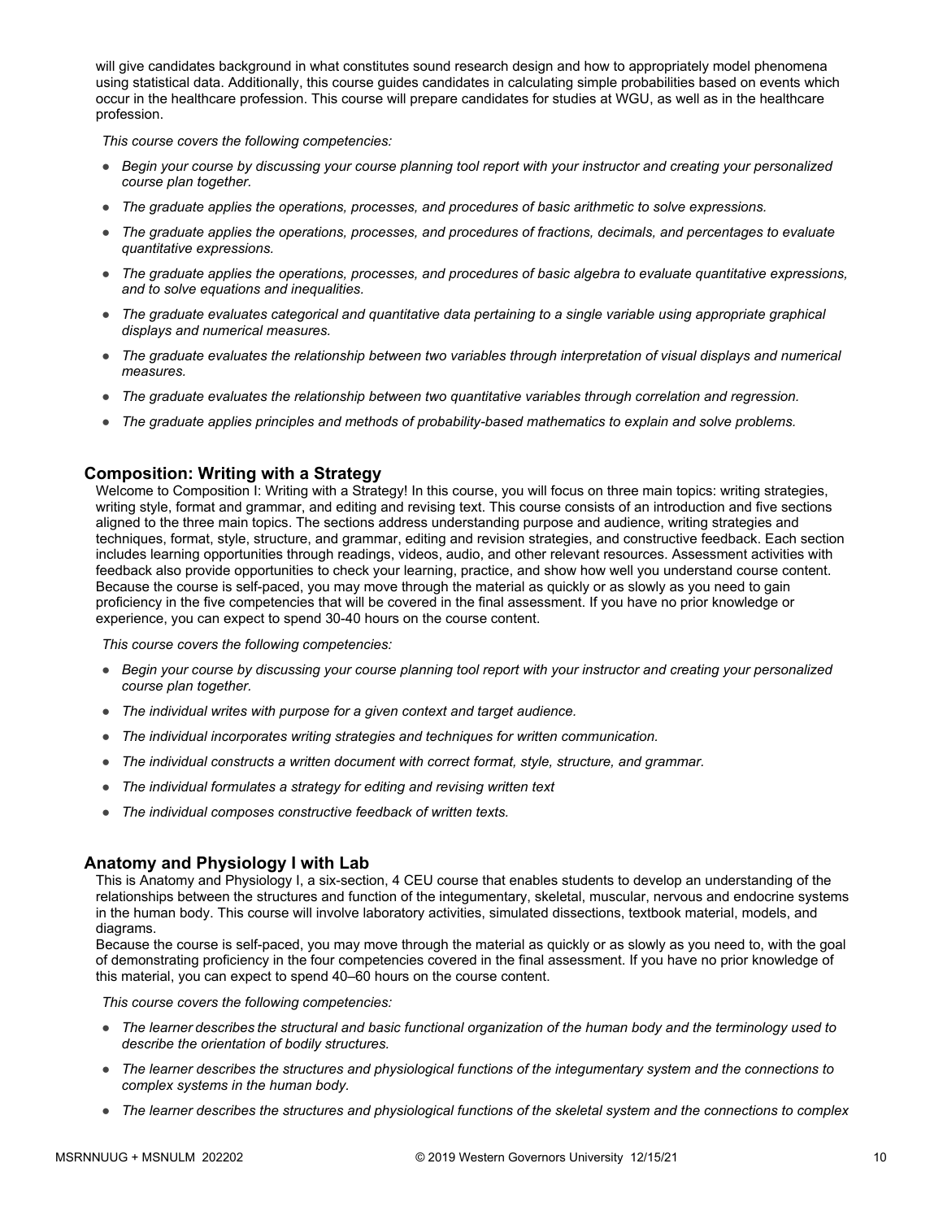will give candidates background in what constitutes sound research design and how to appropriately model phenomena using statistical data. Additionally, this course guides candidates in calculating simple probabilities based on events which occur in the healthcare profession. This course will prepare candidates for studies at WGU, as well as in the healthcare profession.

*This course covers the following competencies:*

- *Begin your course by discussing your course planning tool report with your instructor and creating your personalized course plan together.*
- *The graduate applies the operations, processes, and procedures of basic arithmetic to solve expressions.*
- *The graduate applies the operations, processes, and procedures of fractions, decimals, and percentages to evaluate quantitative expressions.*
- *The graduate applies the operations, processes, and procedures of basic algebra to evaluate quantitative expressions, and to solve equations and inequalities.*
- *The graduate evaluates categorical and quantitative data pertaining to a single variable using appropriate graphical displays and numerical measures.*
- *The graduate evaluates the relationship between two variables through interpretation of visual displays and numerical measures.*
- *The graduate evaluates the relationship between two quantitative variables through correlation and regression.*
- *The graduate applies principles and methods of probability-based mathematics to explain and solve problems.*

### Composition: Writing with a Strategy

Welcome to Composition I: Writing with a Strategy! In this course, you will focus on three main topics: writing strategies, writing style, format and grammar, and editing and revising text. This course consists of an introduction and five sections aligned to the three main topics. The sections address understanding purpose and audience, writing strategies and techniques, format, style, structure, and grammar, editing and revision strategies, and constructive feedback. Each section includes learning opportunities through readings, videos, audio, and other relevant resources. Assessment activities with feedback also provide opportunities to check your learning, practice, and show how well you understand course content. Because the course is self-paced, you may move through the material as quickly or as slowly as you need to gain proficiency in the five competencies that will be covered in the final assessment. If you have no prior knowledge or experience, you can expect to spend 30-40 hours on the course content.

*This course covers the following competencies:*

- *Begin your course by discussing your course planning tool report with your instructor and creating your personalized course plan together.*
- *The individual writes with purpose for a given context and target audience.*
- *The individual incorporates writing strategies and techniques for written communication.*
- *The individual constructs a written document with correct format, style, structure, and grammar.*
- *The individual formulates a strategy for editing and revising written text*
- *The individual composes constructive feedback of written texts.*

### Anatomy and Physiology I with Lab

This is Anatomy and Physiology I, a six-section, 4 CEU course that enables students to develop an understanding of the relationships between the structures and function of the integumentary, skeletal, muscular, nervous and endocrine systems in the human body. This course will involve laboratory activities, simulated dissections, textbook material, models, and diagrams.

Because the course is self-paced, you may move through the material as quickly or as slowly as you need to, with the goal of demonstrating proficiency in the four competencies covered in the final assessment. If you have no prior knowledge of this material, you can expect to spend 40–60 hours on the course content.

*This course covers the following competencies:*

- *The learner describes the structural and basic functional organization of the human body and the terminology used to describe the orientation of bodily structures.*
- *The learner describes the structures and physiological functions of the integumentary system and the connections to complex systems in the human body.*
- *The learner describes the structures and physiological functions of the skeletal system and the connections to complex*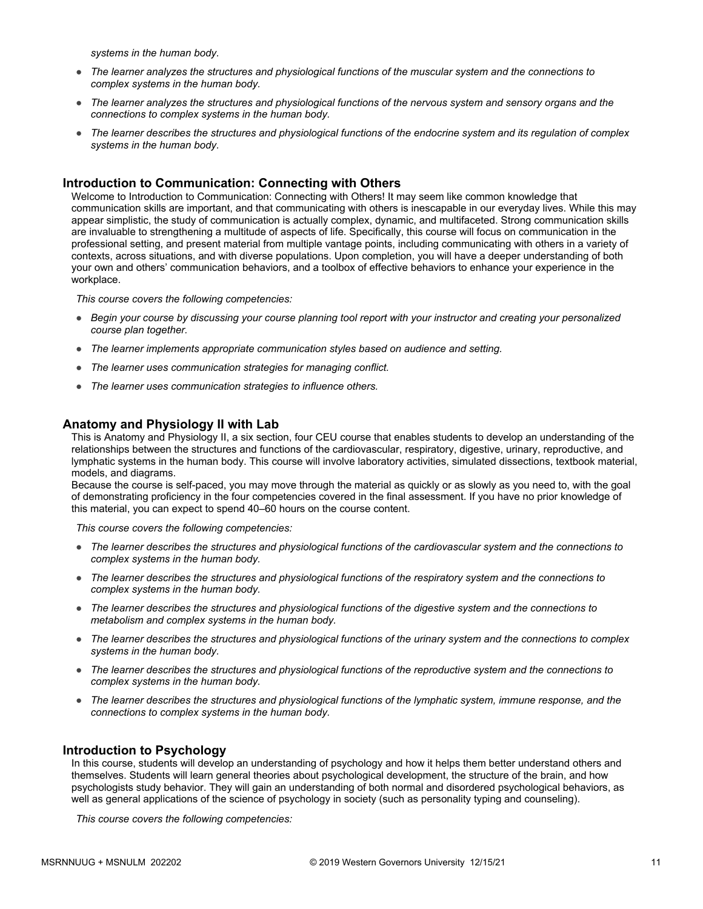*systems in the human body.*

- *The learner analyzes the structures and physiological functions of the muscular system and the connections to complex systems in the human body.*
- *The learner analyzes the structures and physiological functions of the nervous system and sensory organs and the connections to complex systems in the human body.*
- *The learner describes the structures and physiological functions of the endocrine system and its regulation of complex systems in the human body.*

### Introduction to Communication: Connecting with Others

Welcome to Introduction to Communication: Connecting with Others! It may seem like common knowledge that communication skills are important, and that communicating with others is inescapable in our everyday lives. While this may appear simplistic, the study of communication is actually complex, dynamic, and multifaceted. Strong communication skills are invaluable to strengthening a multitude of aspects of life. Specifically, this course will focus on communication in the professional setting, and present material from multiple vantage points, including communicating with others in a variety of contexts, across situations, and with diverse populations. Upon completion, you will have a deeper understanding of both your own and others' communication behaviors, and a toolbox of effective behaviors to enhance your experience in the workplace.

*This course covers the following competencies:*

- *Begin your course by discussing your course planning tool report with your instructor and creating your personalized course plan together.*
- *The learner implements appropriate communication styles based on audience and setting.*
- *The learner uses communication strategies for managing conflict.*
- *The learner uses communication strategies to influence others.*

### Anatomy and Physiology II with Lab

This is Anatomy and Physiology II, a six section, four CEU course that enables students to develop an understanding of the relationships between the structures and functions of the cardiovascular, respiratory, digestive, urinary, reproductive, and lymphatic systems in the human body. This course will involve laboratory activities, simulated dissections, textbook material, models, and diagrams.

Because the course is self-paced, you may move through the material as quickly or as slowly as you need to, with the goal of demonstrating proficiency in the four competencies covered in the final assessment. If you have no prior knowledge of this material, you can expect to spend 40–60 hours on the course content.

*This course covers the following competencies:*

- *The learner describes the structures and physiological functions of the cardiovascular system and the connections to complex systems in the human body.*
- *The learner describes the structures and physiological functions of the respiratory system and the connections to complex systems in the human body.*
- *The learner describes the structures and physiological functions of the digestive system and the connections to metabolism and complex systems in the human body.*
- *The learner describes the structures and physiological functions of the urinary system and the connections to complex systems in the human body.*
- *The learner describes the structures and physiological functions of the reproductive system and the connections to complex systems in the human body.*
- *The learner describes the structures and physiological functions of the lymphatic system, immune response, and the connections to complex systems in the human body.*

### Introduction to Psychology

In this course, students will develop an understanding of psychology and how it helps them better understand others and themselves. Students will learn general theories about psychological development, the structure of the brain, and how psychologists study behavior. They will gain an understanding of both normal and disordered psychological behaviors, as well as general applications of the science of psychology in society (such as personality typing and counseling).

*This course covers the following competencies:*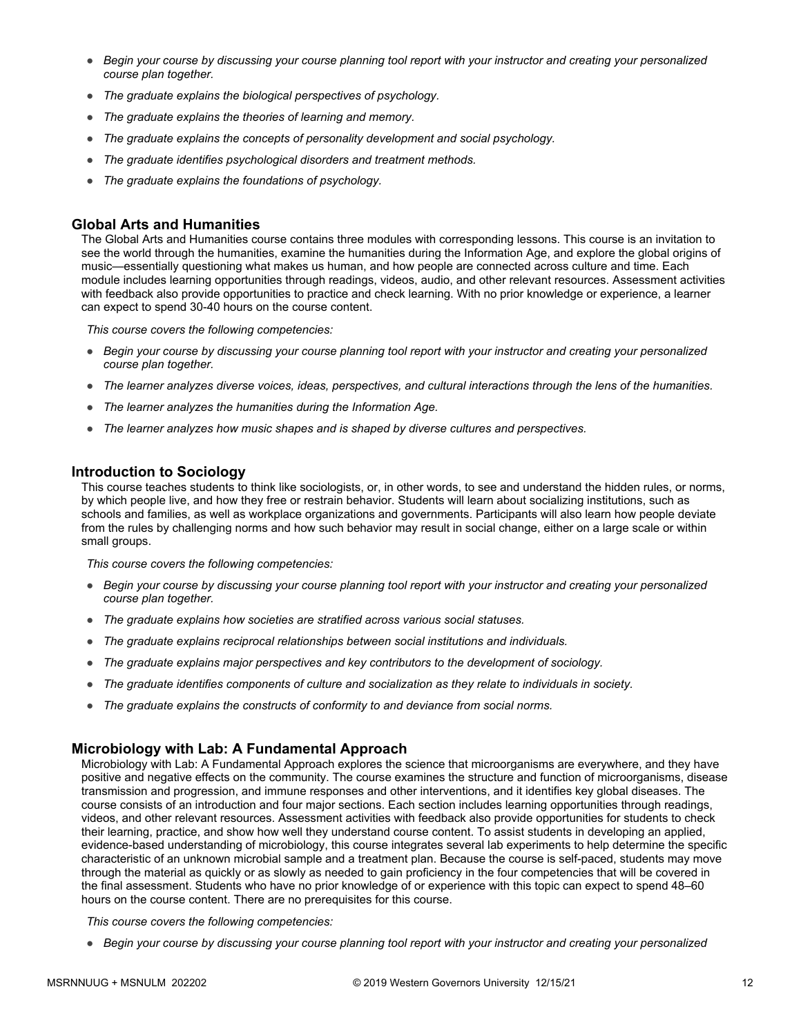- *Begin your course by discussing your course planning tool report with your instructor and creating your personalized course plan together.*
- *The graduate explains the biological perspectives of psychology.*
- *The graduate explains the theories of learning and memory.*
- *The graduate explains the concepts of personality development and social psychology.*
- *The graduate identifies psychological disorders and treatment methods.*
- *The graduate explains the foundations of psychology.*

### Global Arts and Humanities

The Global Arts and Humanities course contains three modules with corresponding lessons. This course is an invitation to see the world through the humanities, examine the humanities during the Information Age, and explore the global origins of music—essentially questioning what makes us human, and how people are connected across culture and time. Each module includes learning opportunities through readings, videos, audio, and other relevant resources. Assessment activities with feedback also provide opportunities to practice and check learning. With no prior knowledge or experience, a learner can expect to spend 30-40 hours on the course content.

*This course covers the following competencies:*

- *Begin your course by discussing your course planning tool report with your instructor and creating your personalized course plan together.*
- *The learner analyzes diverse voices, ideas, perspectives, and cultural interactions through the lens of the humanities.*
- *The learner analyzes the humanities during the Information Age.*
- *The learner analyzes how music shapes and is shaped by diverse cultures and perspectives.*

### Introduction to Sociology

This course teaches students to think like sociologists, or, in other words, to see and understand the hidden rules, or norms, by which people live, and how they free or restrain behavior. Students will learn about socializing institutions, such as schools and families, as well as workplace organizations and governments. Participants will also learn how people deviate from the rules by challenging norms and how such behavior may result in social change, either on a large scale or within small groups.

*This course covers the following competencies:*

- *Begin your course by discussing your course planning tool report with your instructor and creating your personalized course plan together.*
- *The graduate explains how societies are stratified across various social statuses.*
- *The graduate explains reciprocal relationships between social institutions and individuals.*
- *The graduate explains major perspectives and key contributors to the development of sociology.*
- *The graduate identifies components of culture and socialization as they relate to individuals in society.*
- *The graduate explains the constructs of conformity to and deviance from social norms.*

### Microbiology with Lab: A Fundamental Approach

Microbiology with Lab: A Fundamental Approach explores the science that microorganisms are everywhere, and they have positive and negative effects on the community. The course examines the structure and function of microorganisms, disease transmission and progression, and immune responses and other interventions, and it identifies key global diseases. The course consists of an introduction and four major sections. Each section includes learning opportunities through readings, videos, and other relevant resources. Assessment activities with feedback also provide opportunities for students to check their learning, practice, and show how well they understand course content. To assist students in developing an applied, evidence-based understanding of microbiology, this course integrates several lab experiments to help determine the specific characteristic of an unknown microbial sample and a treatment plan. Because the course is self-paced, students may move through the material as quickly or as slowly as needed to gain proficiency in the four competencies that will be covered in the final assessment. Students who have no prior knowledge of or experience with this topic can expect to spend 48–60 hours on the course content. There are no prerequisites for this course.

*This course covers the following competencies:*

- *Begin your course by discussing your course planning tool report with your instructor and creating your personalized*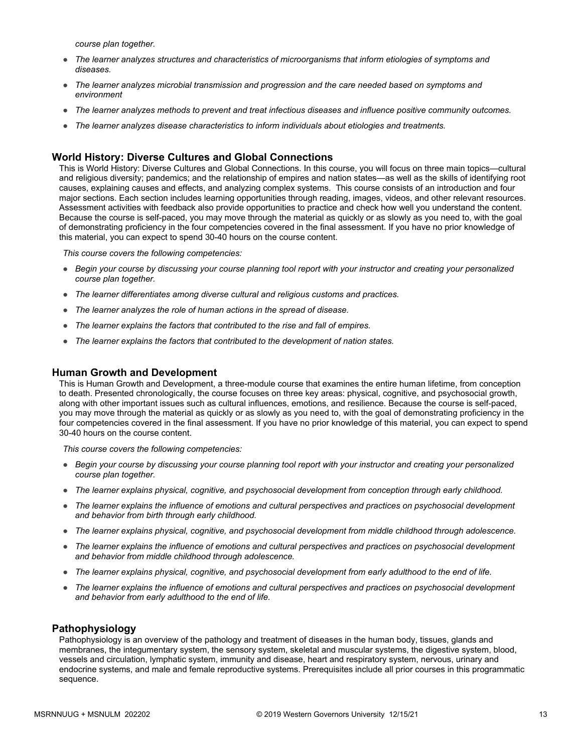*course plan together.*

- *The learner analyzes structures and characteristics of microorganisms that inform etiologies of symptoms and diseases.*
- *The learner analyzes microbial transmission and progression and the care needed based on symptoms and environment*
- *The learner analyzes methods to prevent and treat infectious diseases and influence positive community outcomes.*
- *The learner analyzes disease characteristics to inform individuals about etiologies and treatments.*

### World History: Diverse Cultures and Global Connections

This is World History: Diverse Cultures and Global Connections. In this course, you will focus on three main topics—cultural and religious diversity; pandemics; and the relationship of empires and nation states—as well as the skills of identifying root causes, explaining causes and effects, and analyzing complex systems. This course consists of an introduction and four major sections. Each section includes learning opportunities through reading, images, videos, and other relevant resources. Assessment activities with feedback also provide opportunities to practice and check how well you understand the content. Because the course is self-paced, you may move through the material as quickly or as slowly as you need to, with the goal of demonstrating proficiency in the four competencies covered in the final assessment. If you have no prior knowledge of this material, you can expect to spend 30-40 hours on the course content.

*This course covers the following competencies:*

- *Begin your course by discussing your course planning tool report with your instructor and creating your personalized course plan together.*
- *The learner differentiates among diverse cultural and religious customs and practices.*
- *The learner analyzes the role of human actions in the spread of disease.*
- *The learner explains the factors that contributed to the rise and fall of empires.*
- *The learner explains the factors that contributed to the development of nation states.*

### Human Growth and Development

This is Human Growth and Development, a three-module course that examines the entire human lifetime, from conception to death. Presented chronologically, the course focuses on three key areas: physical, cognitive, and psychosocial growth, along with other important issues such as cultural influences, emotions, and resilience. Because the course is self-paced, you may move through the material as quickly or as slowly as you need to, with the goal of demonstrating proficiency in the four competencies covered in the final assessment. If you have no prior knowledge of this material, you can expect to spend 30-40 hours on the course content.

*This course covers the following competencies:*

- *Begin your course by discussing your course planning tool report with your instructor and creating your personalized course plan together.*
- *The learner explains physical, cognitive, and psychosocial development from conception through early childhood.*
- *The learner explains the influence of emotions and cultural perspectives and practices on psychosocial development and behavior from birth through early childhood.*
- *The learner explains physical, cognitive, and psychosocial development from middle childhood through adolescence.*
- *The learner explains the influence of emotions and cultural perspectives and practices on psychosocial development and behavior from middle childhood through adolescence.*
- *The learner explains physical, cognitive, and psychosocial development from early adulthood to the end of life.*
- *The learner explains the influence of emotions and cultural perspectives and practices on psychosocial development and behavior from early adulthood to the end of life.*

### Pathophysiology

Pathophysiology is an overview of the pathology and treatment of diseases in the human body, tissues, glands and membranes, the integumentary system, the sensory system, skeletal and muscular systems, the digestive system, blood, vessels and circulation, lymphatic system, immunity and disease, heart and respiratory system, nervous, urinary and endocrine systems, and male and female reproductive systems. Prerequisites include all prior courses in this programmatic sequence.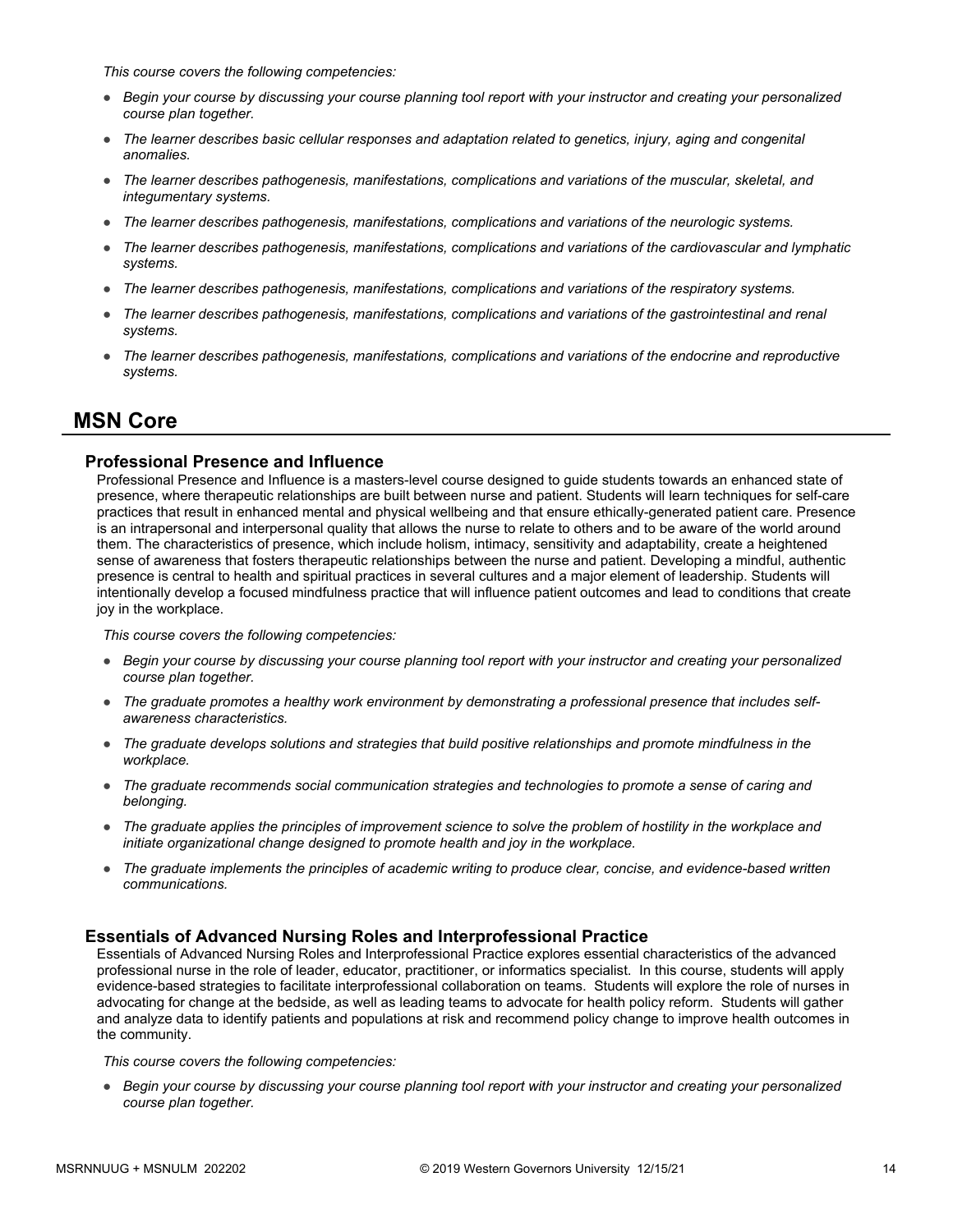*This course covers the following competencies:*

- *Begin your course by discussing your course planning tool report with your instructor and creating your personalized course plan together.*
- *The learner describes basic cellular responses and adaptation related to genetics, injury, aging and congenital anomalies.*
- *The learner describes pathogenesis, manifestations, complications and variations of the muscular, skeletal, and integumentary systems.*
- *The learner describes pathogenesis, manifestations, complications and variations of the neurologic systems.*
- *The learner describes pathogenesis, manifestations, complications and variations of the cardiovascular and lymphatic systems.*
- *The learner describes pathogenesis, manifestations, complications and variations of the respiratory systems.*
- *The learner describes pathogenesis, manifestations, complications and variations of the gastrointestinal and renal systems.*
- *The learner describes pathogenesis, manifestations, complications and variations of the endocrine and reproductive systems.*

## MSN Core

### Professional Presence and Influence

Professional Presence and Influence is a masters-level course designed to guide students towards an enhanced state of presence, where therapeutic relationships are built between nurse and patient. Students will learn techniques for self-care practices that result in enhanced mental and physical wellbeing and that ensure ethically-generated patient care. Presence is an intrapersonal and interpersonal quality that allows the nurse to relate to others and to be aware of the world around them. The characteristics of presence, which include holism, intimacy, sensitivity and adaptability, create a heightened sense of awareness that fosters therapeutic relationships between the nurse and patient. Developing a mindful, authentic presence is central to health and spiritual practices in several cultures and a major element of leadership. Students will intentionally develop a focused mindfulness practice that will influence patient outcomes and lead to conditions that create joy in the workplace.

*This course covers the following competencies:*

- *Begin your course by discussing your course planning tool report with your instructor and creating your personalized course plan together.*
- *The graduate promotes a healthy work environment by demonstrating a professional presence that includes self-awareness characteristics.*
- *The graduate develops solutions and strategies that build positive relationships and promote mindfulness in the workplace.*
- *The graduate recommends social communication strategies and technologies to promote a sense of caring and belonging.*
- *The graduate applies the principles of improvement science to solve the problem of hostility in the workplace and initiate organizational change designed to promote health and joy in the workplace.*
- *The graduate implements the principles of academic writing to produce clear, concise, and evidence-based written communications.*

### Essentials of Advanced Nursing Roles and Interprofessional Practice

Essentials of Advanced Nursing Roles and Interprofessional Practice explores essential characteristics of the advanced professional nurse in the role of leader, educator, practitioner, or informatics specialist. In this course, students will apply evidence-based strategies to facilitate interprofessional collaboration on teams. Students will explore the role of nurses in advocating for change at the bedside, as well as leading teams to advocate for health policy reform. Students will gather and analyze data to identify patients and populations at risk and recommend policy change to improve health outcomes in the community.

*This course covers the following competencies:*

- *Begin your course by discussing your course planning tool report with your instructor and creating your personalized course plan together.*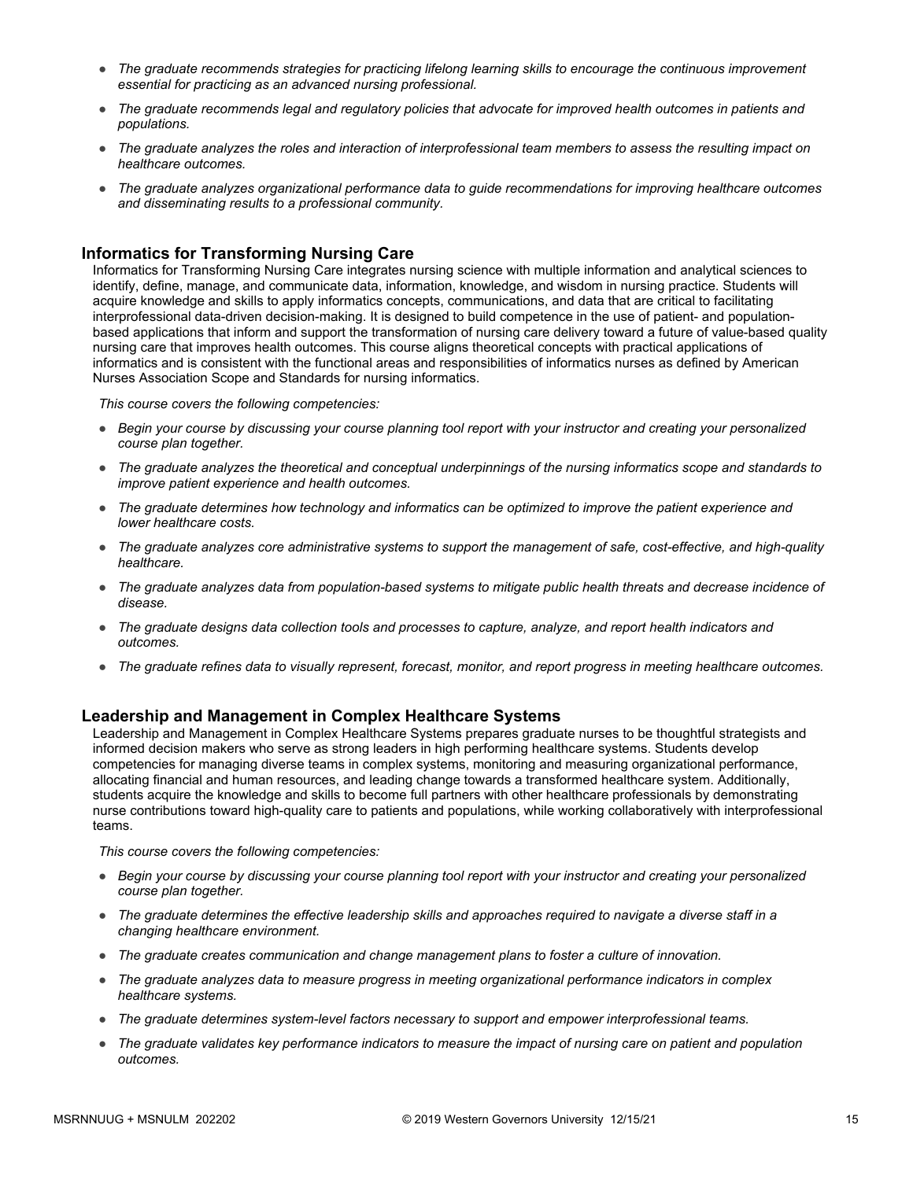- *The graduate recommends strategies for practicing lifelong learning skills to encourage the continuous improvement essential for practicing as an advanced nursing professional.*
- *The graduate recommends legal and regulatory policies that advocate for improved health outcomes in patients and populations.*
- *The graduate analyzes the roles and interaction of interprofessional team members to assess the resulting impact on healthcare outcomes.*
- *The graduate analyzes organizational performance data to guide recommendations for improving healthcare outcomes and disseminating results to a professional community.*

## Informatics for Transforming Nursing Care

Informatics for Transforming Nursing Care integrates nursing science with multiple information and analytical sciences to identify, define, manage, and communicate data, information, knowledge, and wisdom in nursing practice. Students will acquire knowledge and skills to apply informatics concepts, communications, and data that are critical to facilitating interprofessional data-driven decision-making. It is designed to build competence in the use of patient- and population-based applications that inform and support the transformation of nursing care delivery toward a future of value-based quality nursing care that improves health outcomes. This course aligns theoretical concepts with practical applications of informatics and is consistent with the functional areas and responsibilities of informatics nurses as defined by American Nurses Association Scope and Standards for nursing informatics.

*This course covers the following competencies:*

- *Begin your course by discussing your course planning tool report with your instructor and creating your personalized course plan together.*
- *The graduate analyzes the theoretical and conceptual underpinnings of the nursing informatics scope and standards to improve patient experience and health outcomes.*
- *The graduate determines how technology and informatics can be optimized to improve the patient experience and lower healthcare costs.*
- *The graduate analyzes core administrative systems to support the management of safe, cost-effective, and high-quality healthcare.*
- *The graduate analyzes data from population-based systems to mitigate public health threats and decrease incidence of disease.*
- *The graduate designs data collection tools and processes to capture, analyze, and report health indicators and outcomes.*
- *The graduate refines data to visually represent, forecast, monitor, and report progress in meeting healthcare outcomes.*

## Leadership and Management in Complex Healthcare Systems

Leadership and Management in Complex Healthcare Systems prepares graduate nurses to be thoughtful strategists and informed decision makers who serve as strong leaders in high performing healthcare systems. Students develop competencies for managing diverse teams in complex systems, monitoring and measuring organizational performance, allocating financial and human resources, and leading change towards a transformed healthcare system. Additionally, students acquire the knowledge and skills to become full partners with other healthcare professionals by demonstrating nurse contributions toward high-quality care to patients and populations, while working collaboratively with interprofessional teams.

*This course covers the following competencies:*

- *Begin your course by discussing your course planning tool report with your instructor and creating your personalized course plan together.*
- *The graduate determines the effective leadership skills and approaches required to navigate a diverse staff in a changing healthcare environment.*
- *The graduate creates communication and change management plans to foster a culture of innovation.*
- *The graduate analyzes data to measure progress in meeting organizational performance indicators in complex healthcare systems.*
- *The graduate determines system-level factors necessary to support and empower interprofessional teams.*
- *The graduate validates key performance indicators to measure the impact of nursing care on patient and population outcomes.*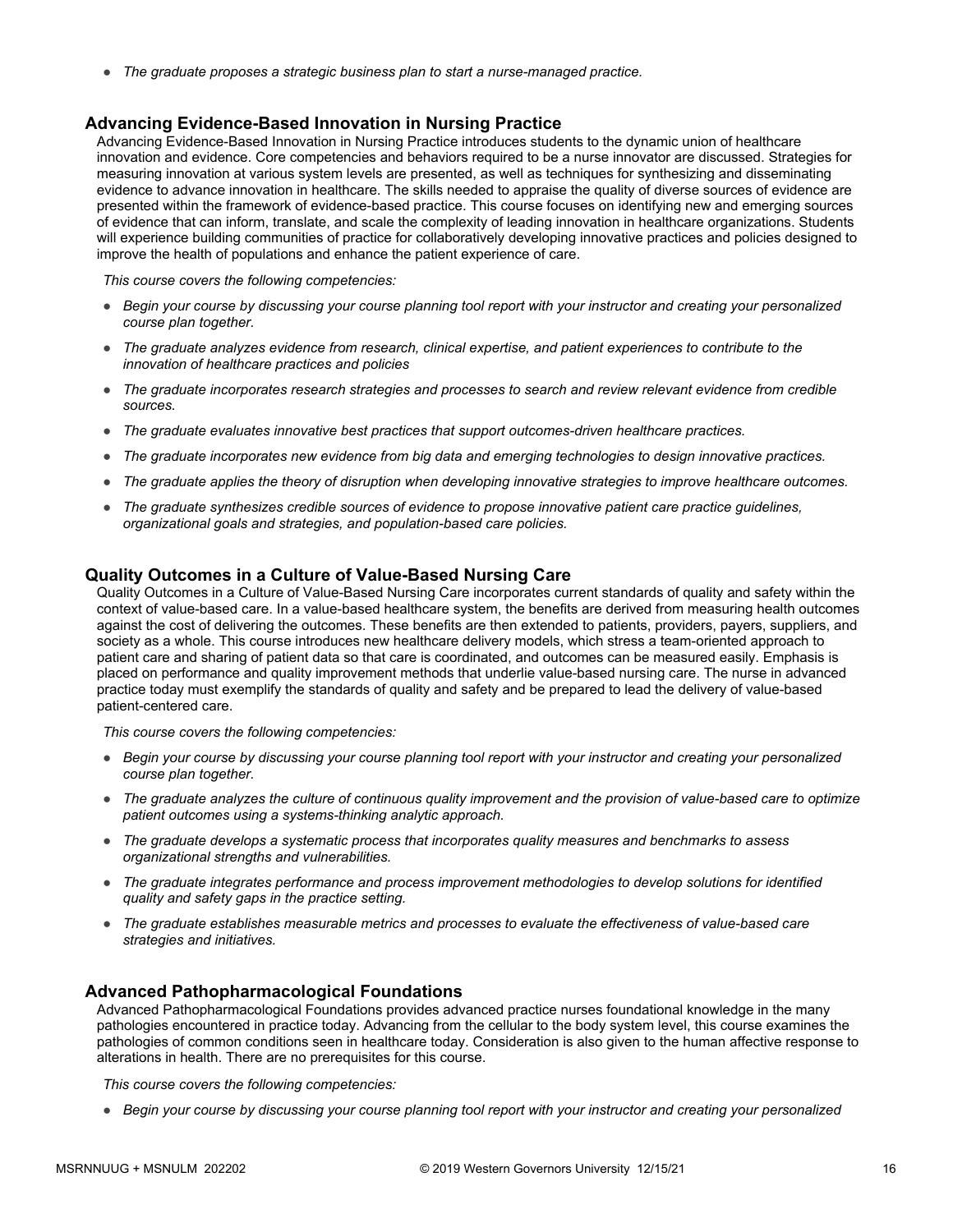- *The graduate proposes a strategic business plan to start a nurse-managed practice.*

### Advancing Evidence-Based Innovation in Nursing Practice

Advancing Evidence-Based Innovation in Nursing Practice introduces students to the dynamic union of healthcare innovation and evidence. Core competencies and behaviors required to be a nurse innovator are discussed. Strategies for measuring innovation at various system levels are presented, as well as techniques for synthesizing and disseminating evidence to advance innovation in healthcare. The skills needed to appraise the quality of diverse sources of evidence are presented within the framework of evidence-based practice. This course focuses on identifying new and emerging sources of evidence that can inform, translate, and scale the complexity of leading innovation in healthcare organizations. Students will experience building communities of practice for collaboratively developing innovative practices and policies designed to improve the health of populations and enhance the patient experience of care.

*This course covers the following competencies:*

- *Begin your course by discussing your course planning tool report with your instructor and creating your personalized course plan together.*
- *The graduate analyzes evidence from research, clinical expertise, and patient experiences to contribute to the innovation of healthcare practices and policies*
- *The graduate incorporates research strategies and processes to search and review relevant evidence from credible sources.*
- *The graduate evaluates innovative best practices that support outcomes-driven healthcare practices.*
- *The graduate incorporates new evidence from big data and emerging technologies to design innovative practices.*
- *The graduate applies the theory of disruption when developing innovative strategies to improve healthcare outcomes.*
- *The graduate synthesizes credible sources of evidence to propose innovative patient care practice guidelines, organizational goals and strategies, and population-based care policies.*

### Quality Outcomes in a Culture of Value-Based Nursing Care

Quality Outcomes in a Culture of Value-Based Nursing Care incorporates current standards of quality and safety within the context of value-based care. In a value-based healthcare system, the benefits are derived from measuring health outcomes against the cost of delivering the outcomes. These benefits are then extended to patients, providers, payers, suppliers, and society as a whole. This course introduces new healthcare delivery models, which stress a team-oriented approach to patient care and sharing of patient data so that care is coordinated, and outcomes can be measured easily. Emphasis is placed on performance and quality improvement methods that underlie value-based nursing care. The nurse in advanced practice today must exemplify the standards of quality and safety and be prepared to lead the delivery of value-based patient-centered care.

*This course covers the following competencies:*

- *Begin your course by discussing your course planning tool report with your instructor and creating your personalized course plan together.*
- *The graduate analyzes the culture of continuous quality improvement and the provision of value-based care to optimize patient outcomes using a systems-thinking analytic approach.*
- *The graduate develops a systematic process that incorporates quality measures and benchmarks to assess organizational strengths and vulnerabilities.*
- *The graduate integrates performance and process improvement methodologies to develop solutions for identified quality and safety gaps in the practice setting.*
- *The graduate establishes measurable metrics and processes to evaluate the effectiveness of value-based care strategies and initiatives.*

### Advanced Pathopharmacological Foundations

Advanced Pathopharmacological Foundations provides advanced practice nurses foundational knowledge in the many pathologies encountered in practice today. Advancing from the cellular to the body system level, this course examines the pathologies of common conditions seen in healthcare today. Consideration is also given to the human affective response to alterations in health. There are no prerequisites for this course.

*This course covers the following competencies:*

- *Begin your course by discussing your course planning tool report with your instructor and creating your personalized*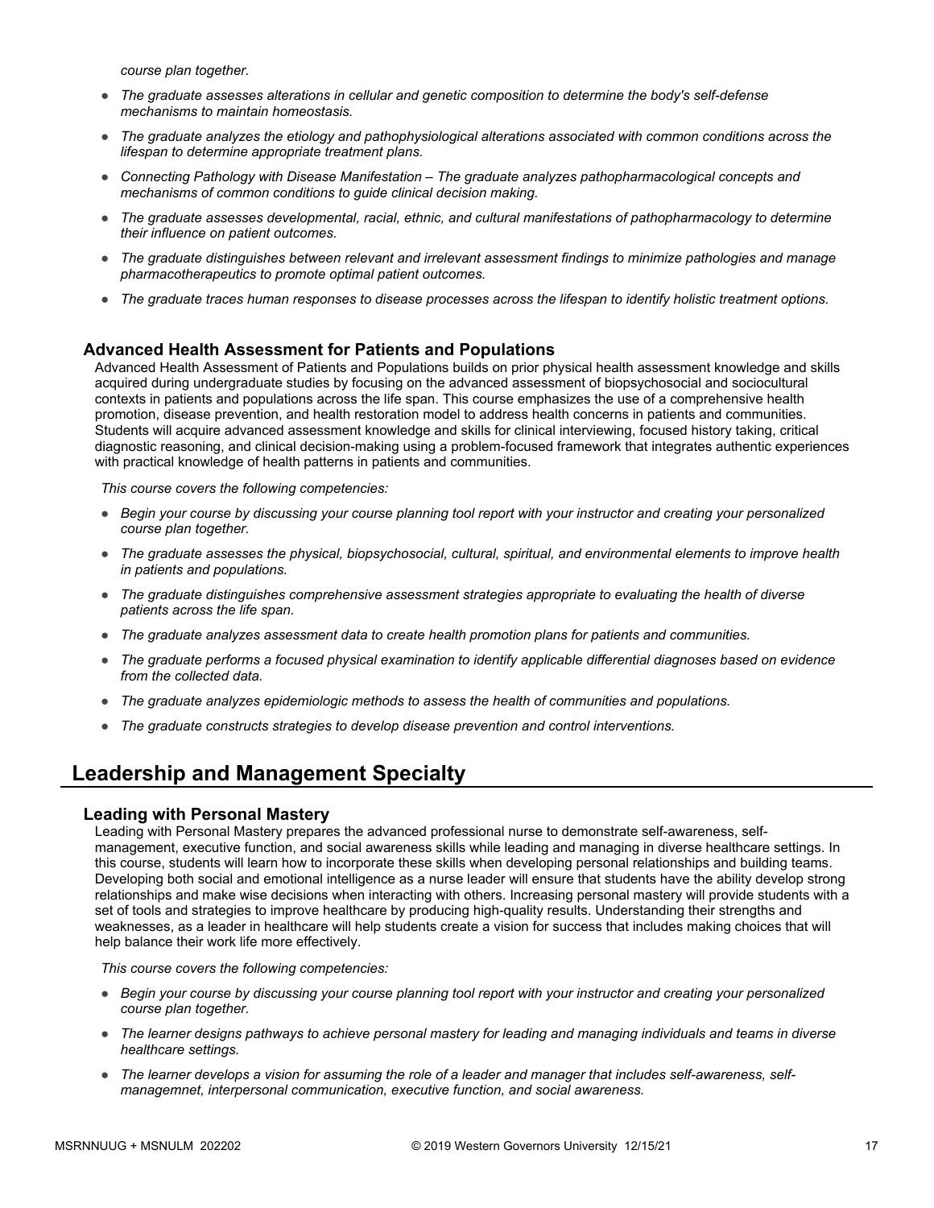*course plan together.*

- *The graduate assesses alterations in cellular and genetic composition to determine the body's self-defense mechanisms to maintain homeostasis.*
- *The graduate analyzes the etiology and pathophysiological alterations associated with common conditions across the lifespan to determine appropriate treatment plans.*
- *Connecting Pathology with Disease Manifestation – The graduate analyzes pathopharmacological concepts and mechanisms of common conditions to guide clinical decision making.*
- *The graduate assesses developmental, racial, ethnic, and cultural manifestations of pathopharmacology to determine their influence on patient outcomes.*
- *The graduate distinguishes between relevant and irrelevant assessment findings to minimize pathologies and manage pharmacotherapeutics to promote optimal patient outcomes.*
- *The graduate traces human responses to disease processes across the lifespan to identify holistic treatment options.*

### Advanced Health Assessment for Patients and Populations

Advanced Health Assessment of Patients and Populations builds on prior physical health assessment knowledge and skills acquired during undergraduate studies by focusing on the advanced assessment of biopsychosocial and sociocultural contexts in patients and populations across the life span. This course emphasizes the use of a comprehensive health promotion, disease prevention, and health restoration model to address health concerns in patients and communities. Students will acquire advanced assessment knowledge and skills for clinical interviewing, focused history taking, critical diagnostic reasoning, and clinical decision-making using a problem-focused framework that integrates authentic experiences with practical knowledge of health patterns in patients and communities.

*This course covers the following competencies:*

- *Begin your course by discussing your course planning tool report with your instructor and creating your personalized course plan together.*
- *The graduate assesses the physical, biopsychosocial, cultural, spiritual, and environmental elements to improve health in patients and populations.*
- *The graduate distinguishes comprehensive assessment strategies appropriate to evaluating the health of diverse patients across the life span.*
- *The graduate analyzes assessment data to create health promotion plans for patients and communities.*
- *The graduate performs a focused physical examination to identify applicable differential diagnoses based on evidence from the collected data.*
- *The graduate analyzes epidemiologic methods to assess the health of communities and populations.*
- *The graduate constructs strategies to develop disease prevention and control interventions.*

## Leadership and Management Specialty

### Leading with Personal Mastery

Leading with Personal Mastery prepares the advanced professional nurse to demonstrate self-awareness, self-management, executive function, and social awareness skills while leading and managing in diverse healthcare settings. In this course, students will learn how to incorporate these skills when developing personal relationships and building teams. Developing both social and emotional intelligence as a nurse leader will ensure that students have the ability develop strong relationships and make wise decisions when interacting with others. Increasing personal mastery will provide students with a set of tools and strategies to improve healthcare by producing high-quality results. Understanding their strengths and weaknesses, as a leader in healthcare will help students create a vision for success that includes making choices that will help balance their work life more effectively.

*This course covers the following competencies:*

- *Begin your course by discussing your course planning tool report with your instructor and creating your personalized course plan together.*
- *The learner designs pathways to achieve personal mastery for leading and managing individuals and teams in diverse healthcare settings.*
- *The learner develops a vision for assuming the role of a leader and manager that includes self-awareness, self-managemnet, interpersonal communication, executive function, and social awareness.*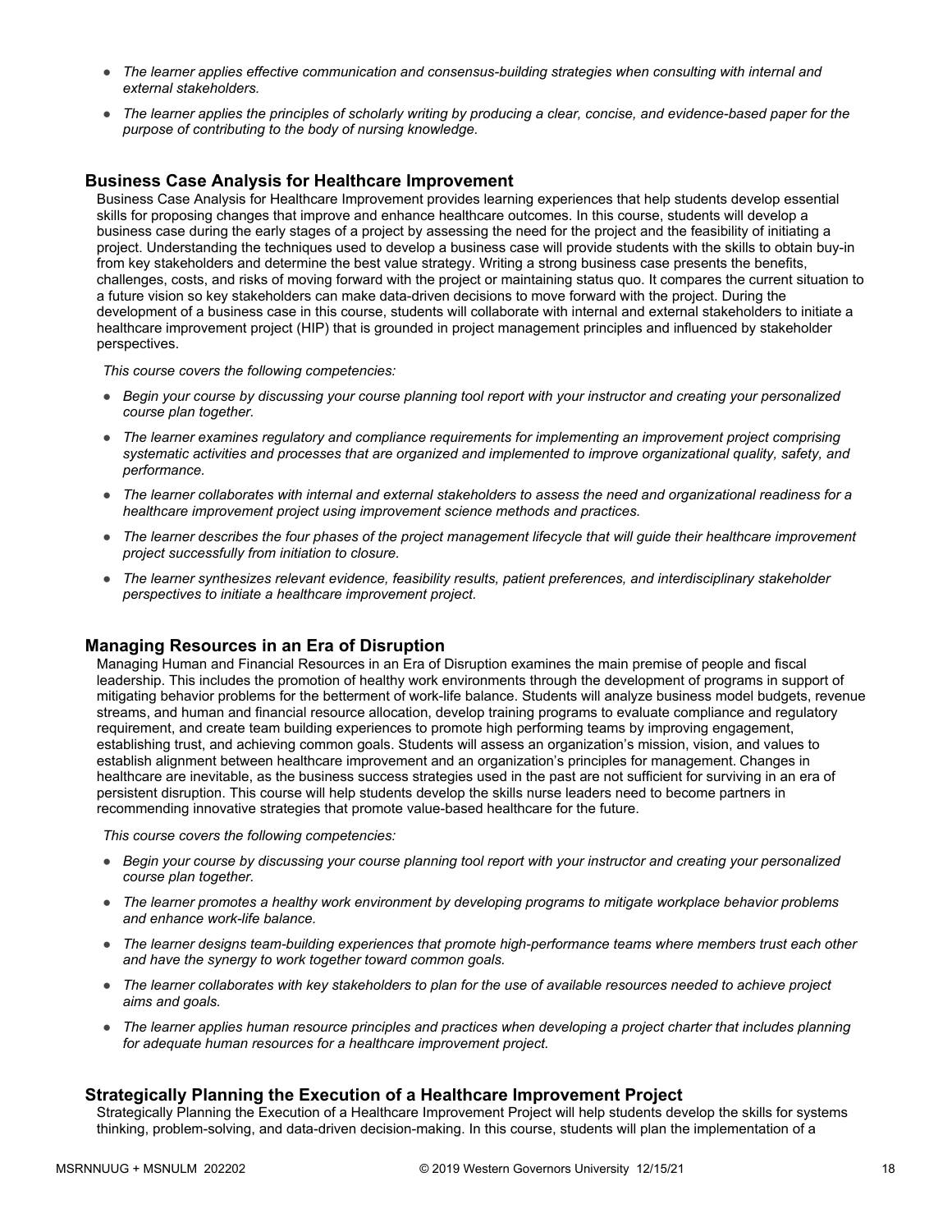- *The learner applies effective communication and consensus-building strategies when consulting with internal and external stakeholders.*
- *The learner applies the principles of scholarly writing by producing a clear, concise, and evidence-based paper for the purpose of contributing to the body of nursing knowledge.*

### Business Case Analysis for Healthcare Improvement

Business Case Analysis for Healthcare Improvement provides learning experiences that help students develop essential skills for proposing changes that improve and enhance healthcare outcomes. In this course, students will develop a business case during the early stages of a project by assessing the need for the project and the feasibility of initiating a project. Understanding the techniques used to develop a business case will provide students with the skills to obtain buy-in from key stakeholders and determine the best value strategy. Writing a strong business case presents the benefits, challenges, costs, and risks of moving forward with the project or maintaining status quo. It compares the current situation to a future vision so key stakeholders can make data-driven decisions to move forward with the project. During the development of a business case in this course, students will collaborate with internal and external stakeholders to initiate a healthcare improvement project (HIP) that is grounded in project management principles and influenced by stakeholder perspectives.

*This course covers the following competencies:*

- *Begin your course by discussing your course planning tool report with your instructor and creating your personalized course plan together.*
- *The learner examines regulatory and compliance requirements for implementing an improvement project comprising systematic activities and processes that are organized and implemented to improve organizational quality, safety, and performance.*
- *The learner collaborates with internal and external stakeholders to assess the need and organizational readiness for a healthcare improvement project using improvement science methods and practices.*
- *The learner describes the four phases of the project management lifecycle that will guide their healthcare improvement project successfully from initiation to closure.*
- *The learner synthesizes relevant evidence, feasibility results, patient preferences, and interdisciplinary stakeholder perspectives to initiate a healthcare improvement project.*

### Managing Resources in an Era of Disruption

Managing Human and Financial Resources in an Era of Disruption examines the main premise of people and fiscal leadership. This includes the promotion of healthy work environments through the development of programs in support of mitigating behavior problems for the betterment of work-life balance. Students will analyze business model budgets, revenue streams, and human and financial resource allocation, develop training programs to evaluate compliance and regulatory requirement, and create team building experiences to promote high performing teams by improving engagement, establishing trust, and achieving common goals. Students will assess an organization's mission, vision, and values to establish alignment between healthcare improvement and an organization's principles for management. Changes in healthcare are inevitable, as the business success strategies used in the past are not sufficient for surviving in an era of persistent disruption. This course will help students develop the skills nurse leaders need to become partners in recommending innovative strategies that promote value-based healthcare for the future.

*This course covers the following competencies:*

- *Begin your course by discussing your course planning tool report with your instructor and creating your personalized course plan together.*
- *The learner promotes a healthy work environment by developing programs to mitigate workplace behavior problems and enhance work-life balance.*
- *The learner designs team-building experiences that promote high-performance teams where members trust each other and have the synergy to work together toward common goals.*
- *The learner collaborates with key stakeholders to plan for the use of available resources needed to achieve project aims and goals.*
- *The learner applies human resource principles and practices when developing a project charter that includes planning for adequate human resources for a healthcare improvement project.*

### Strategically Planning the Execution of a Healthcare Improvement Project

Strategically Planning the Execution of a Healthcare Improvement Project will help students develop the skills for systems thinking, problem-solving, and data-driven decision-making. In this course, students will plan the implementation of a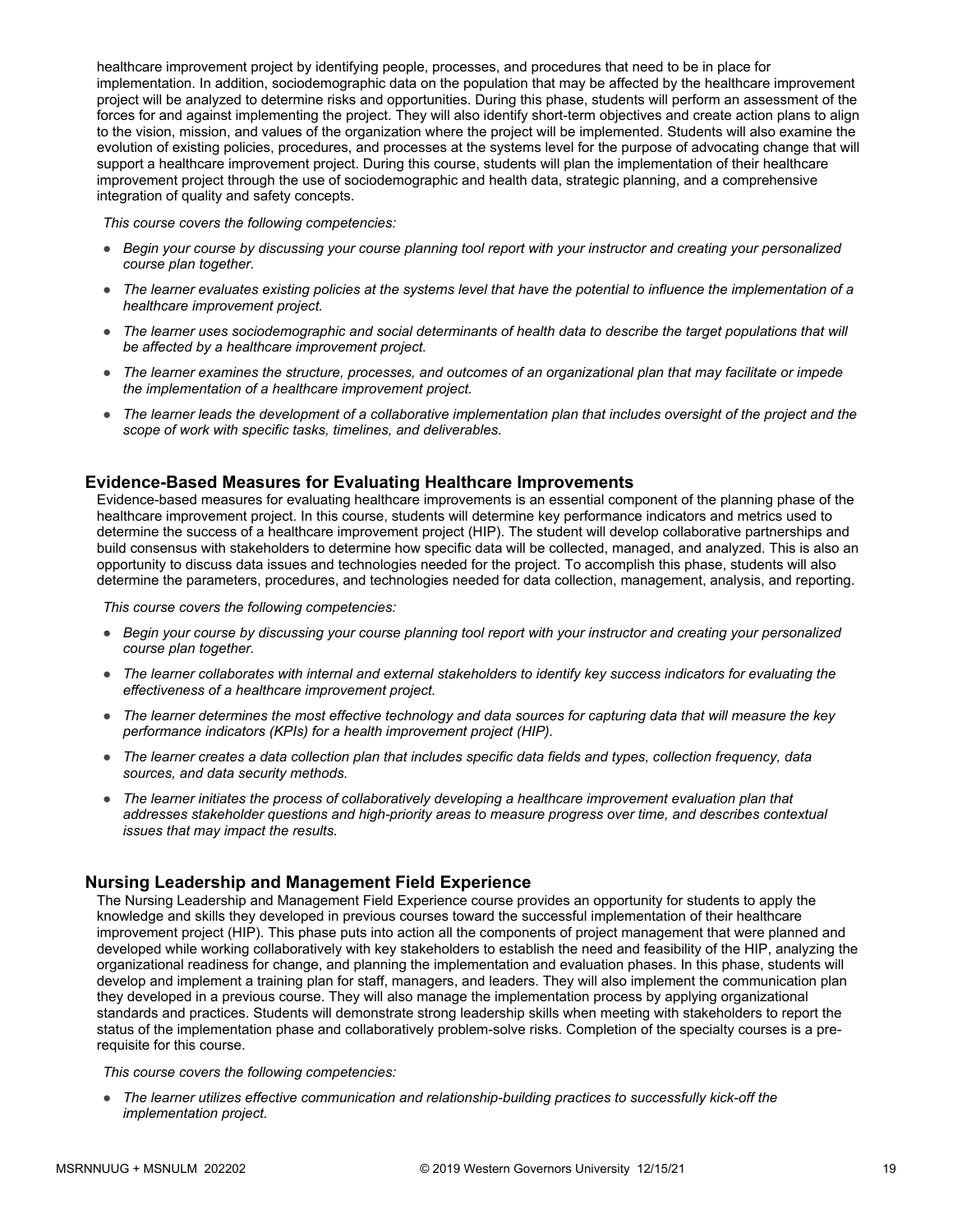healthcare improvement project by identifying people, processes, and procedures that need to be in place for implementation. In addition, sociodemographic data on the population that may be affected by the healthcare improvement project will be analyzed to determine risks and opportunities. During this phase, students will perform an assessment of the forces for and against implementing the project. They will also identify short-term objectives and create action plans to align to the vision, mission, and values of the organization where the project will be implemented. Students will also examine the evolution of existing policies, procedures, and processes at the systems level for the purpose of advocating change that will support a healthcare improvement project. During this course, students will plan the implementation of their healthcare improvement project through the use of sociodemographic and health data, strategic planning, and a comprehensive integration of quality and safety concepts.

*This course covers the following competencies:*

- *Begin your course by discussing your course planning tool report with your instructor and creating your personalized course plan together.*
- *The learner evaluates existing policies at the systems level that have the potential to influence the implementation of a healthcare improvement project.*
- *The learner uses sociodemographic and social determinants of health data to describe the target populations that will be affected by a healthcare improvement project.*
- *The learner examines the structure, processes, and outcomes of an organizational plan that may facilitate or impede the implementation of a healthcare improvement project.*
- *The learner leads the development of a collaborative implementation plan that includes oversight of the project and the scope of work with specific tasks, timelines, and deliverables.*

### Evidence-Based Measures for Evaluating Healthcare Improvements

Evidence-based measures for evaluating healthcare improvements is an essential component of the planning phase of the healthcare improvement project. In this course, students will determine key performance indicators and metrics used to determine the success of a healthcare improvement project (HIP). The student will develop collaborative partnerships and build consensus with stakeholders to determine how specific data will be collected, managed, and analyzed. This is also an opportunity to discuss data issues and technologies needed for the project. To accomplish this phase, students will also determine the parameters, procedures, and technologies needed for data collection, management, analysis, and reporting.

*This course covers the following competencies:*

- *Begin your course by discussing your course planning tool report with your instructor and creating your personalized course plan together.*
- *The learner collaborates with internal and external stakeholders to identify key success indicators for evaluating the effectiveness of a healthcare improvement project.*
- *The learner determines the most effective technology and data sources for capturing data that will measure the key performance indicators (KPIs) for a health improvement project (HIP).*
- *The learner creates a data collection plan that includes specific data fields and types, collection frequency, data sources, and data security methods.*
- *The learner initiates the process of collaboratively developing a healthcare improvement evaluation plan that addresses stakeholder questions and high-priority areas to measure progress over time, and describes contextual issues that may impact the results.*

### Nursing Leadership and Management Field Experience

The Nursing Leadership and Management Field Experience course provides an opportunity for students to apply the knowledge and skills they developed in previous courses toward the successful implementation of their healthcare improvement project (HIP). This phase puts into action all the components of project management that were planned and developed while working collaboratively with key stakeholders to establish the need and feasibility of the HIP, analyzing the organizational readiness for change, and planning the implementation and evaluation phases. In this phase, students will develop and implement a training plan for staff, managers, and leaders. They will also implement the communication plan they developed in a previous course. They will also manage the implementation process by applying organizational standards and practices. Students will demonstrate strong leadership skills when meeting with stakeholders to report the status of the implementation phase and collaboratively problem-solve risks. Completion of the specialty courses is a pre-requisite for this course.

*This course covers the following competencies:*

- *The learner utilizes effective communication and relationship-building practices to successfully kick-off the implementation project.*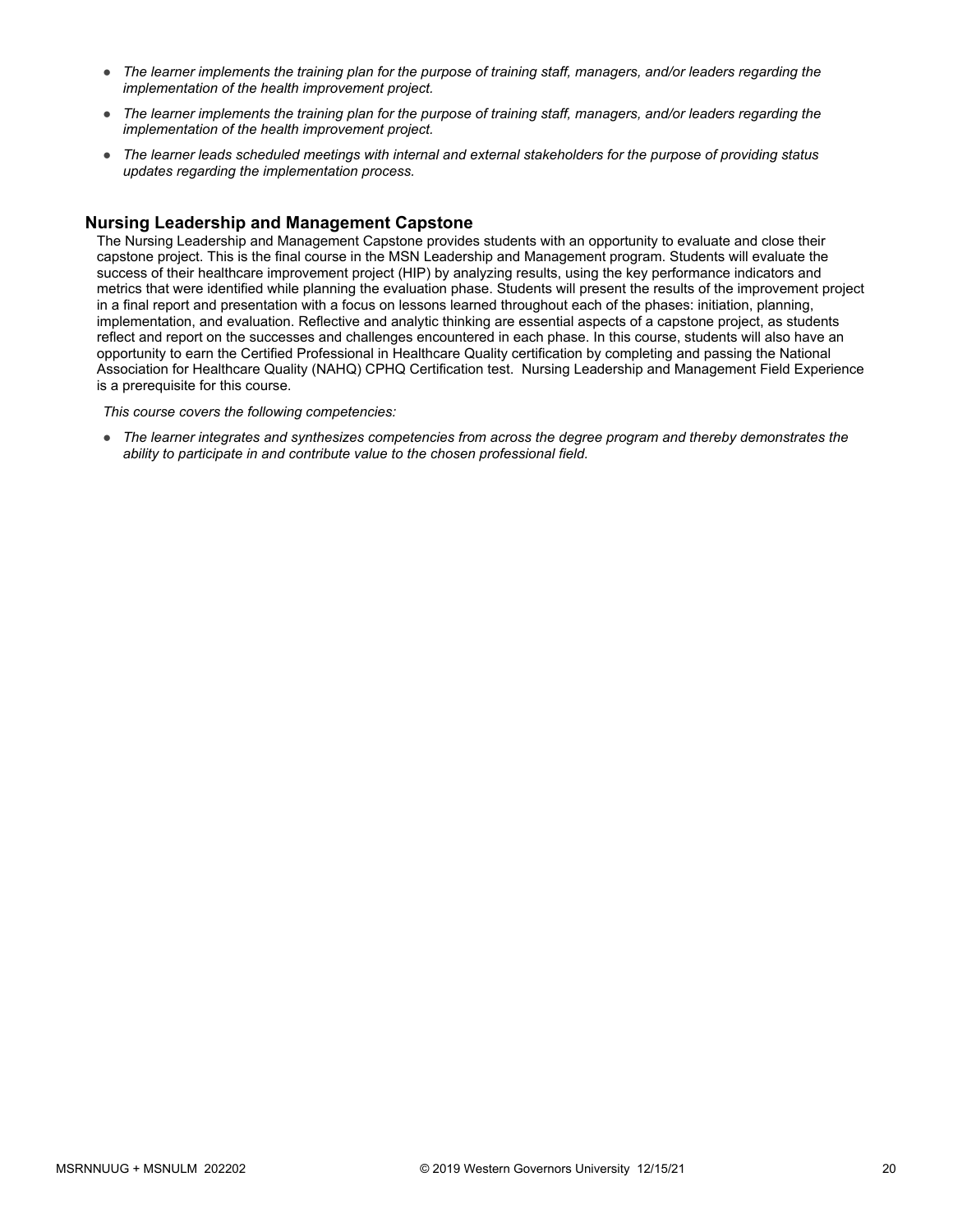- *The learner implements the training plan for the purpose of training staff, managers, and/or leaders regarding the implementation of the health improvement project.*
- *The learner implements the training plan for the purpose of training staff, managers, and/or leaders regarding the implementation of the health improvement project.*
- *The learner leads scheduled meetings with internal and external stakeholders for the purpose of providing status updates regarding the implementation process.*

### Nursing Leadership and Management Capstone

The Nursing Leadership and Management Capstone provides students with an opportunity to evaluate and close their capstone project. This is the final course in the MSN Leadership and Management program. Students will evaluate the success of their healthcare improvement project (HIP) by analyzing results, using the key performance indicators and metrics that were identified while planning the evaluation phase. Students will present the results of the improvement project in a final report and presentation with a focus on lessons learned throughout each of the phases: initiation, planning, implementation, and evaluation. Reflective and analytic thinking are essential aspects of a capstone project, as students reflect and report on the successes and challenges encountered in each phase. In this course, students will also have an opportunity to earn the Certified Professional in Healthcare Quality certification by completing and passing the National Association for Healthcare Quality (NAHQ) CPHQ Certification test. Nursing Leadership and Management Field Experience is a prerequisite for this course.

*This course covers the following competencies:*

- *The learner integrates and synthesizes competencies from across the degree program and thereby demonstrates the ability to participate in and contribute value to the chosen professional field.*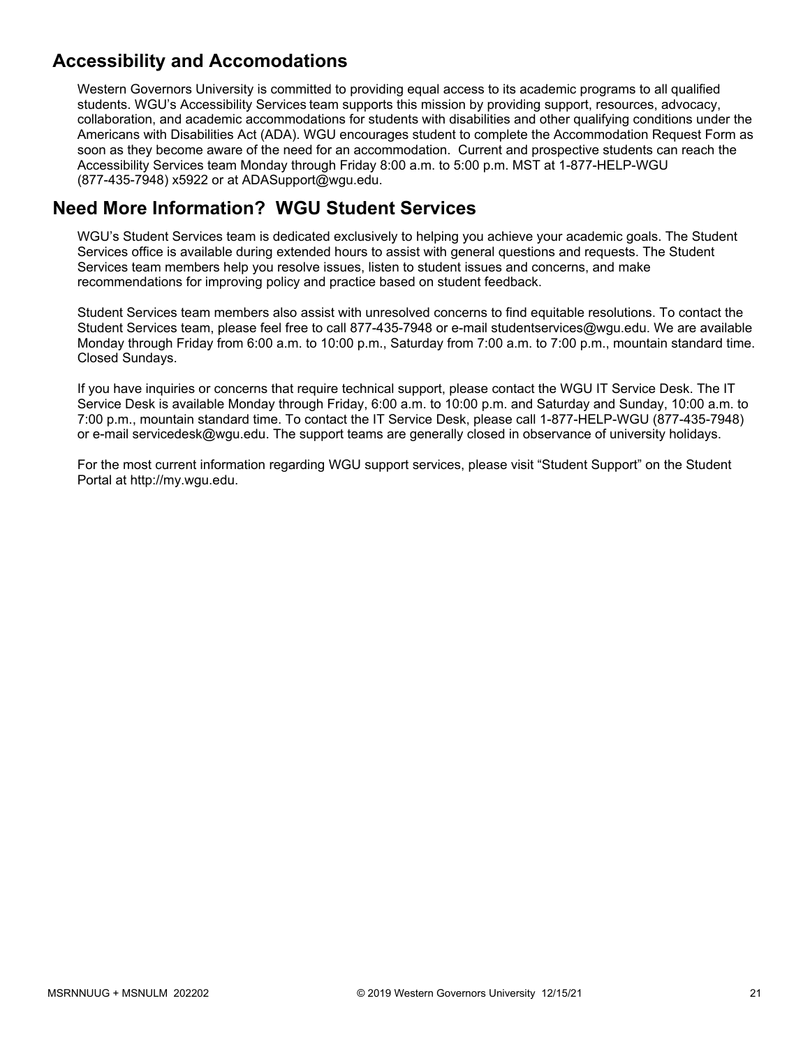## Accessibility and Accomodations

Western Governors University is committed to providing equal access to its academic programs to all qualified students. WGU's Accessibility Services team supports this mission by providing support, resources, advocacy, collaboration, and academic accommodations for students with disabilities and other qualifying conditions under the Americans with Disabilities Act (ADA). WGU encourages student to complete the Accommodation Request Form as soon as they become aware of the need for an accommodation. Current and prospective students can reach the Accessibility Services team Monday through Friday 8:00 a.m. to 5:00 p.m. MST at 1-877-HELP-WGU (877-435-7948) x5922 or at ADASupport@wgu.edu.

## Need More Information? WGU Student Services

WGU's Student Services team is dedicated exclusively to helping you achieve your academic goals. The Student Services office is available during extended hours to assist with general questions and requests. The Student Services team members help you resolve issues, listen to student issues and concerns, and make recommendations for improving policy and practice based on student feedback.

Student Services team members also assist with unresolved concerns to find equitable resolutions. To contact the Student Services team, please feel free to call 877-435-7948 or e-mail studentservices@wgu.edu. We are available Monday through Friday from 6:00 a.m. to 10:00 p.m., Saturday from 7:00 a.m. to 7:00 p.m., mountain standard time. Closed Sundays.

If you have inquiries or concerns that require technical support, please contact the WGU IT Service Desk. The IT Service Desk is available Monday through Friday, 6:00 a.m. to 10:00 p.m. and Saturday and Sunday, 10:00 a.m. to 7:00 p.m., mountain standard time. To contact the IT Service Desk, please call 1-877-HELP-WGU (877-435-7948) or e-mail servicedesk@wgu.edu. The support teams are generally closed in observance of university holidays.

For the most current information regarding WGU support services, please visit "Student Support" on the Student Portal at http://my.wgu.edu.